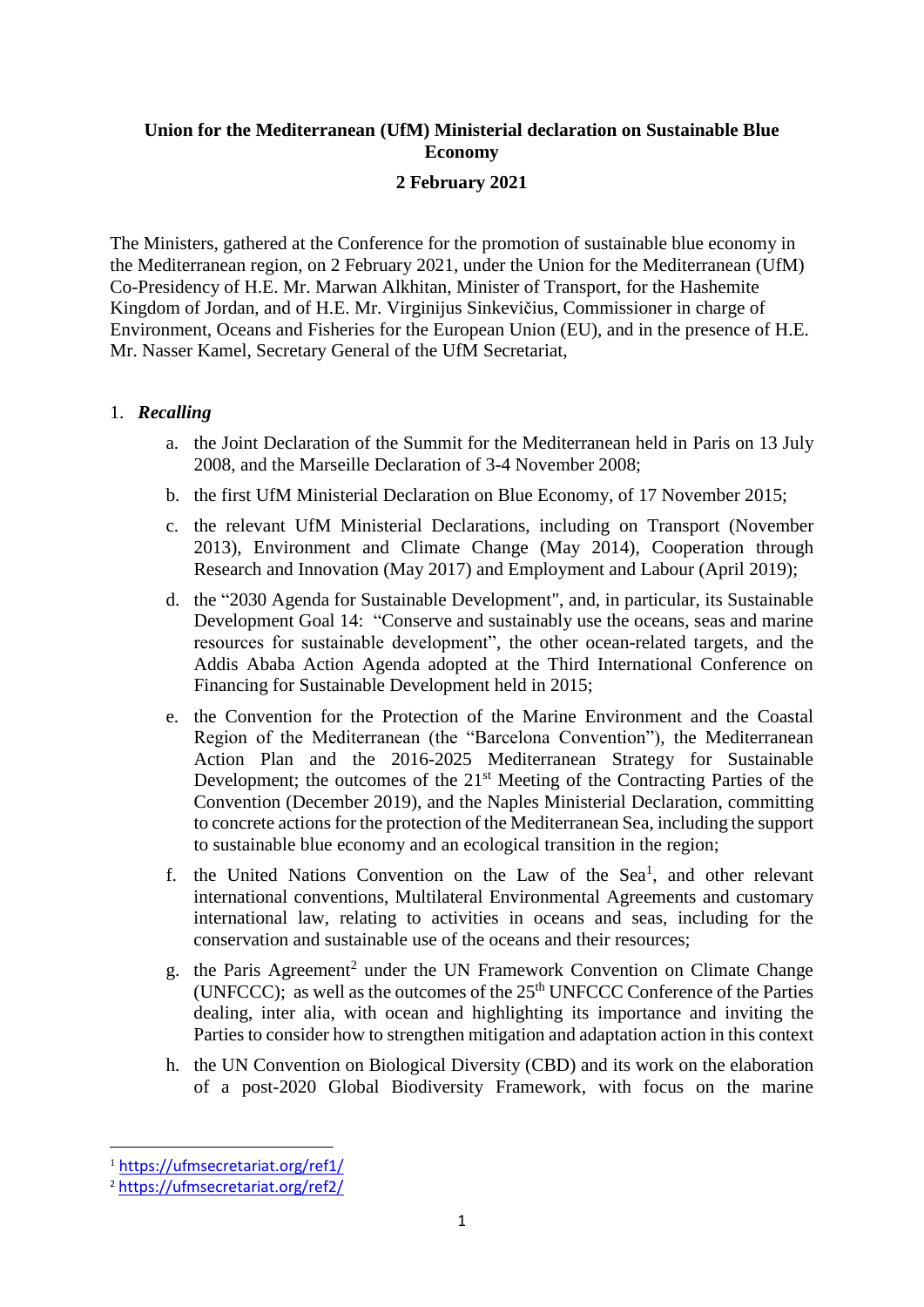**Union for the Mediterranean (UfM) Ministerial declaration on Sustainable Blue Economy**

**2 February 2021**

The Ministers, gathered at the Conference for the promotion of sustainable blue economy in the Mediterranean region, on 2 February 2021, under the Union for the Mediterranean (UfM) Co-Presidency of H.E. Mr. Marwan Alkhitan, Minister of Transport, for the Hashemite Kingdom of Jordan, and of H.E. Mr. Virginijus Sinkevičius, Commissioner in charge of Environment, Oceans and Fisheries for the European Union (EU), and in the presence of H.E. Mr. Nasser Kamel, Secretary General of the UfM Secretariat,

1. ***Recalling***

   a. the Joint Declaration of the Summit for the Mediterranean held in Paris on 13 July 2008, and the Marseille Declaration of 3-4 November 2008;

   b. the first UfM Ministerial Declaration on Blue Economy, of 17 November 2015;

   c. the relevant UfM Ministerial Declarations, including on Transport (November 2013), Environment and Climate Change (May 2014), Cooperation through Research and Innovation (May 2017) and Employment and Labour (April 2019);

   d. the "2030 Agenda for Sustainable Development", and, in particular, its Sustainable Development Goal 14: "Conserve and sustainably use the oceans, seas and marine resources for sustainable development", the other ocean-related targets, and the Addis Ababa Action Agenda adopted at the Third International Conference on Financing for Sustainable Development held in 2015;

   e. the Convention for the Protection of the Marine Environment and the Coastal Region of the Mediterranean (the "Barcelona Convention"), the Mediterranean Action Plan and the 2016-2025 Mediterranean Strategy for Sustainable Development; the outcomes of the 21st Meeting of the Contracting Parties of the Convention (December 2019), and the Naples Ministerial Declaration, committing to concrete actions for the protection of the Mediterranean Sea, including the support to sustainable blue economy and an ecological transition in the region;

   f. the United Nations Convention on the Law of the Sea[1], and other relevant international conventions, Multilateral Environmental Agreements and customary international law, relating to activities in oceans and seas, including for the conservation and sustainable use of the oceans and their resources;

   g. the Paris Agreement[2] under the UN Framework Convention on Climate Change (UNFCCC); as well as the outcomes of the 25th UNFCCC Conference of the Parties dealing, inter alia, with ocean and highlighting its importance and inviting the Parties to consider how to strengthen mitigation and adaptation action in this context

   h. the UN Convention on Biological Diversity (CBD) and its work on the elaboration of a post-2020 Global Biodiversity Framework, with focus on the marine

[1] https://ufmsecretariat.org/ref1/

[2] https://ufmsecretariat.org/ref2/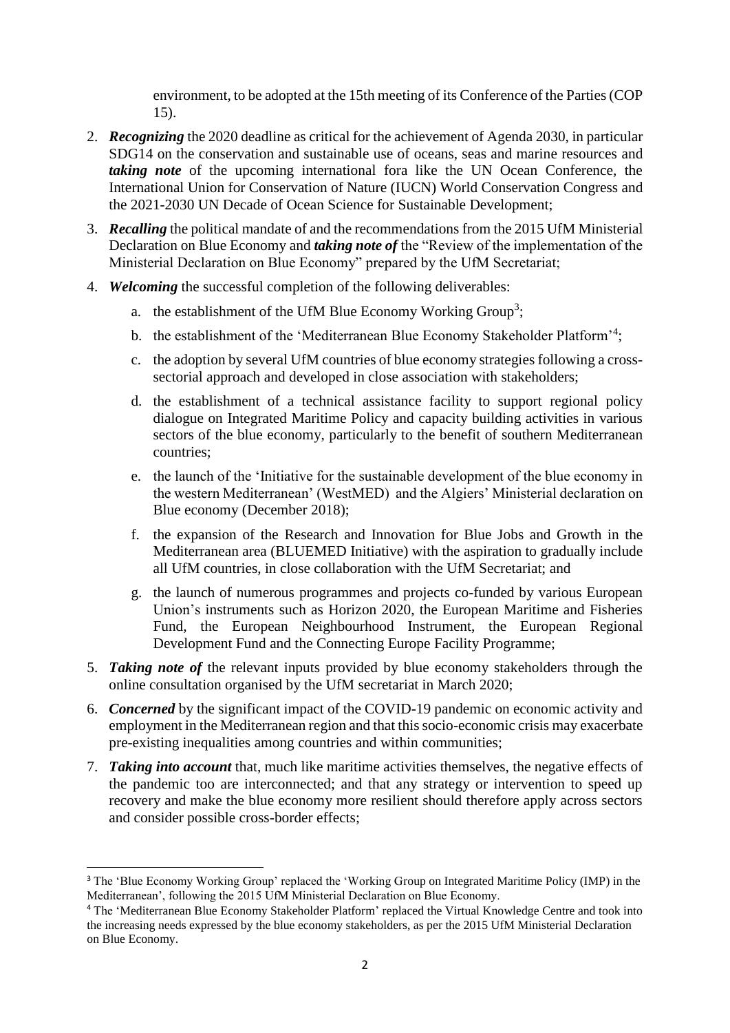environment, to be adopted at the 15th meeting of its Conference of the Parties (COP 15).

2. ***Recognizing*** the 2020 deadline as critical for the achievement of Agenda 2030, in particular SDG14 on the conservation and sustainable use of oceans, seas and marine resources and ***taking note*** of the upcoming international fora like the UN Ocean Conference, the International Union for Conservation of Nature (IUCN) World Conservation Congress and the 2021-2030 UN Decade of Ocean Science for Sustainable Development;
3. ***Recalling*** the political mandate of and the recommendations from the 2015 UfM Ministerial Declaration on Blue Economy and ***taking note of*** the "Review of the implementation of the Ministerial Declaration on Blue Economy" prepared by the UfM Secretariat;
4. ***Welcoming*** the successful completion of the following deliverables:
   a. the establishment of the UfM Blue Economy Working Group[3];
   b. the establishment of the 'Mediterranean Blue Economy Stakeholder Platform'[4];
   c. the adoption by several UfM countries of blue economy strategies following a cross-sectorial approach and developed in close association with stakeholders;
   d. the establishment of a technical assistance facility to support regional policy dialogue on Integrated Maritime Policy and capacity building activities in various sectors of the blue economy, particularly to the benefit of southern Mediterranean countries;
   e. the launch of the 'Initiative for the sustainable development of the blue economy in the western Mediterranean' (WestMED) and the Algiers' Ministerial declaration on Blue economy (December 2018);
   f. the expansion of the Research and Innovation for Blue Jobs and Growth in the Mediterranean area (BLUEMED Initiative) with the aspiration to gradually include all UfM countries, in close collaboration with the UfM Secretariat; and
   g. the launch of numerous programmes and projects co-funded by various European Union's instruments such as Horizon 2020, the European Maritime and Fisheries Fund, the European Neighbourhood Instrument, the European Regional Development Fund and the Connecting Europe Facility Programme;
5. ***Taking note of*** the relevant inputs provided by blue economy stakeholders through the online consultation organised by the UfM secretariat in March 2020;
6. ***Concerned*** by the significant impact of the COVID-19 pandemic on economic activity and employment in the Mediterranean region and that this socio-economic crisis may exacerbate pre-existing inequalities among countries and within communities;
7. ***Taking into account*** that, much like maritime activities themselves, the negative effects of the pandemic too are interconnected; and that any strategy or intervention to speed up recovery and make the blue economy more resilient should therefore apply across sectors and consider possible cross-border effects;

---

[3] The 'Blue Economy Working Group' replaced the 'Working Group on Integrated Maritime Policy (IMP) in the Mediterranean', following the 2015 UfM Ministerial Declaration on Blue Economy.

[4] The 'Mediterranean Blue Economy Stakeholder Platform' replaced the Virtual Knowledge Centre and took into the increasing needs expressed by the blue economy stakeholders, as per the 2015 UfM Ministerial Declaration on Blue Economy.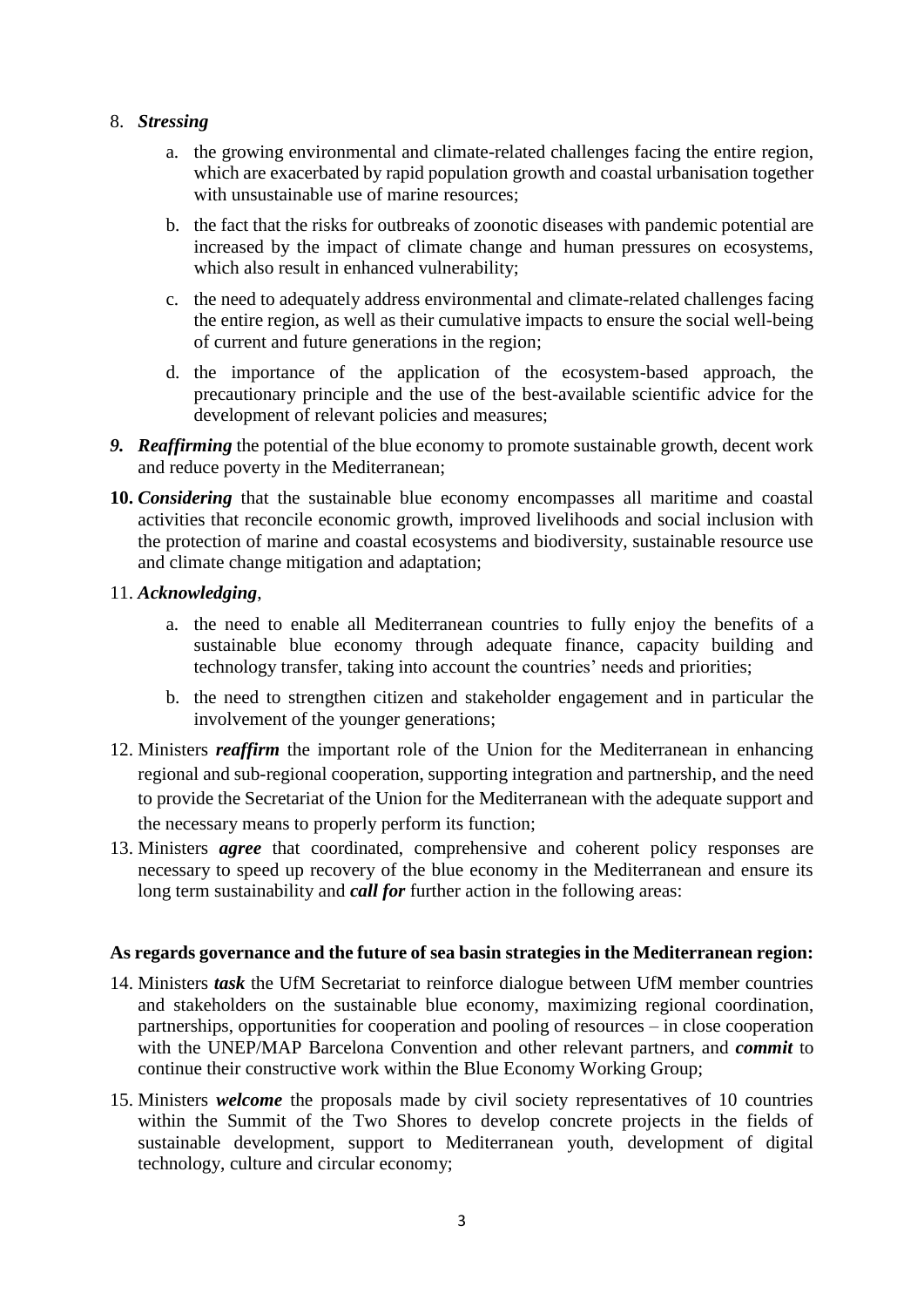8. ***Stressing***

   a. the growing environmental and climate-related challenges facing the entire region, which are exacerbated by rapid population growth and coastal urbanisation together with unsustainable use of marine resources;

   b. the fact that the risks for outbreaks of zoonotic diseases with pandemic potential are increased by the impact of climate change and human pressures on ecosystems, which also result in enhanced vulnerability;

   c. the need to adequately address environmental and climate-related challenges facing the entire region, as well as their cumulative impacts to ensure the social well-being of current and future generations in the region;

   d. the importance of the application of the ecosystem-based approach, the precautionary principle and the use of the best-available scientific advice for the development of relevant policies and measures;

9. ***Reaffirming*** the potential of the blue economy to promote sustainable growth, decent work and reduce poverty in the Mediterranean;

10. ***Considering*** that the sustainable blue economy encompasses all maritime and coastal activities that reconcile economic growth, improved livelihoods and social inclusion with the protection of marine and coastal ecosystems and biodiversity, sustainable resource use and climate change mitigation and adaptation;

11. ***Acknowledging***,

    a. the need to enable all Mediterranean countries to fully enjoy the benefits of a sustainable blue economy through adequate finance, capacity building and technology transfer, taking into account the countries' needs and priorities;

    b. the need to strengthen citizen and stakeholder engagement and in particular the involvement of the younger generations;

12. Ministers ***reaffirm*** the important role of the Union for the Mediterranean in enhancing regional and sub-regional cooperation, supporting integration and partnership, and the need to provide the Secretariat of the Union for the Mediterranean with the adequate support and the necessary means to properly perform its function;

13. Ministers ***agree*** that coordinated, comprehensive and coherent policy responses are necessary to speed up recovery of the blue economy in the Mediterranean and ensure its long term sustainability and ***call for*** further action in the following areas:

**As regards governance and the future of sea basin strategies in the Mediterranean region:**

14. Ministers ***task*** the UfM Secretariat to reinforce dialogue between UfM member countries and stakeholders on the sustainable blue economy, maximizing regional coordination, partnerships, opportunities for cooperation and pooling of resources – in close cooperation with the UNEP/MAP Barcelona Convention and other relevant partners, and ***commit*** to continue their constructive work within the Blue Economy Working Group;

15. Ministers ***welcome*** the proposals made by civil society representatives of 10 countries within the Summit of the Two Shores to develop concrete projects in the fields of sustainable development, support to Mediterranean youth, development of digital technology, culture and circular economy;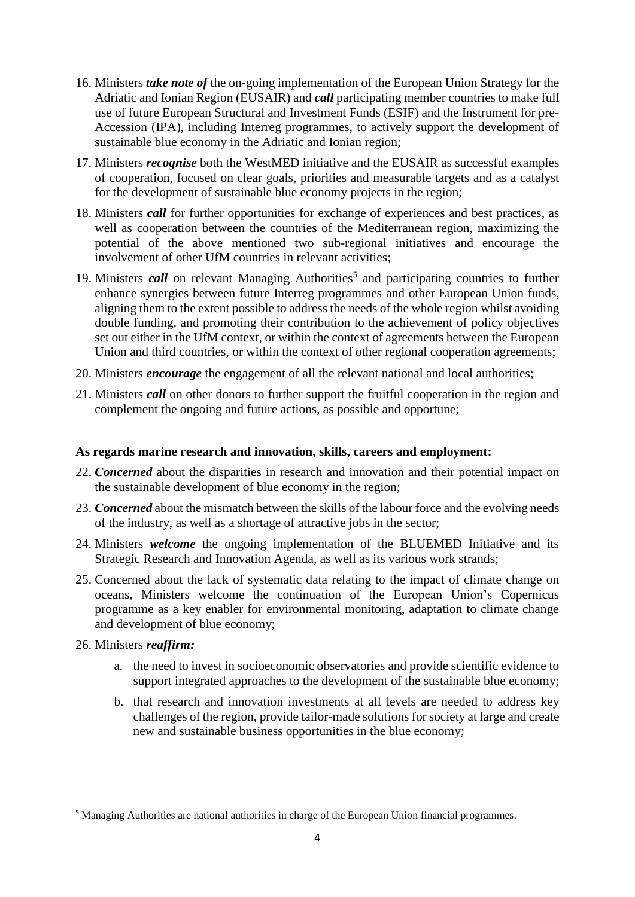16. Ministers ***take note of*** the on-going implementation of the European Union Strategy for the Adriatic and Ionian Region (EUSAIR) and ***call*** participating member countries to make full use of future European Structural and Investment Funds (ESIF) and the Instrument for pre-Accession (IPA), including Interreg programmes, to actively support the development of sustainable blue economy in the Adriatic and Ionian region;

17. Ministers ***recognise*** both the WestMED initiative and the EUSAIR as successful examples of cooperation, focused on clear goals, priorities and measurable targets and as a catalyst for the development of sustainable blue economy projects in the region;

18. Ministers ***call*** for further opportunities for exchange of experiences and best practices, as well as cooperation between the countries of the Mediterranean region, maximizing the potential of the above mentioned two sub-regional initiatives and encourage the involvement of other UfM countries in relevant activities;

19. Ministers ***call*** on relevant Managing Authorities[5] and participating countries to further enhance synergies between future Interreg programmes and other European Union funds, aligning them to the extent possible to address the needs of the whole region whilst avoiding double funding, and promoting their contribution to the achievement of policy objectives set out either in the UfM context, or within the context of agreements between the European Union and third countries, or within the context of other regional cooperation agreements;

20. Ministers ***encourage*** the engagement of all the relevant national and local authorities;

21. Ministers ***call*** on other donors to further support the fruitful cooperation in the region and complement the ongoing and future actions, as possible and opportune;

**As regards marine research and innovation, skills, careers and employment:**

22. ***Concerned*** about the disparities in research and innovation and their potential impact on the sustainable development of blue economy in the region;

23. ***Concerned*** about the mismatch between the skills of the labour force and the evolving needs of the industry, as well as a shortage of attractive jobs in the sector;

24. Ministers ***welcome*** the ongoing implementation of the BLUEMED Initiative and its Strategic Research and Innovation Agenda, as well as its various work strands;

25. Concerned about the lack of systematic data relating to the impact of climate change on oceans, Ministers welcome the continuation of the European Union's Copernicus programme as a key enabler for environmental monitoring, adaptation to climate change and development of blue economy;

26. Ministers ***reaffirm:***

    a. the need to invest in socioeconomic observatories and provide scientific evidence to support integrated approaches to the development of the sustainable blue economy;

    b. that research and innovation investments at all levels are needed to address key challenges of the region, provide tailor-made solutions for society at large and create new and sustainable business opportunities in the blue economy;

[5] Managing Authorities are national authorities in charge of the European Union financial programmes.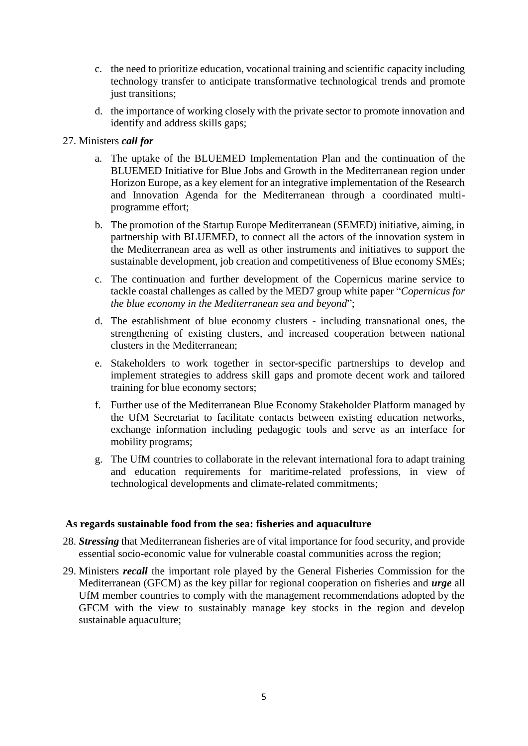c. the need to prioritize education, vocational training and scientific capacity including technology transfer to anticipate transformative technological trends and promote just transitions;

d. the importance of working closely with the private sector to promote innovation and identify and address skills gaps;

27. Ministers ***call for***

   a. The uptake of the BLUEMED Implementation Plan and the continuation of the BLUEMED Initiative for Blue Jobs and Growth in the Mediterranean region under Horizon Europe, as a key element for an integrative implementation of the Research and Innovation Agenda for the Mediterranean through a coordinated multi-programme effort;

   b. The promotion of the Startup Europe Mediterranean (SEMED) initiative, aiming, in partnership with BLUEMED, to connect all the actors of the innovation system in the Mediterranean area as well as other instruments and initiatives to support the sustainable development, job creation and competitiveness of Blue economy SMEs;

   c. The continuation and further development of the Copernicus marine service to tackle coastal challenges as called by the MED7 group white paper "*Copernicus for the blue economy in the Mediterranean sea and beyond*";

   d. The establishment of blue economy clusters - including transnational ones, the strengthening of existing clusters, and increased cooperation between national clusters in the Mediterranean;

   e. Stakeholders to work together in sector-specific partnerships to develop and implement strategies to address skill gaps and promote decent work and tailored training for blue economy sectors;

   f. Further use of the Mediterranean Blue Economy Stakeholder Platform managed by the UfM Secretariat to facilitate contacts between existing education networks, exchange information including pedagogic tools and serve as an interface for mobility programs;

   g. The UfM countries to collaborate in the relevant international fora to adapt training and education requirements for maritime-related professions, in view of technological developments and climate-related commitments;

**As regards sustainable food from the sea: fisheries and aquaculture**

28. ***Stressing*** that Mediterranean fisheries are of vital importance for food security, and provide essential socio-economic value for vulnerable coastal communities across the region;

29. Ministers ***recall*** the important role played by the General Fisheries Commission for the Mediterranean (GFCM) as the key pillar for regional cooperation on fisheries and ***urge*** all UfM member countries to comply with the management recommendations adopted by the GFCM with the view to sustainably manage key stocks in the region and develop sustainable aquaculture;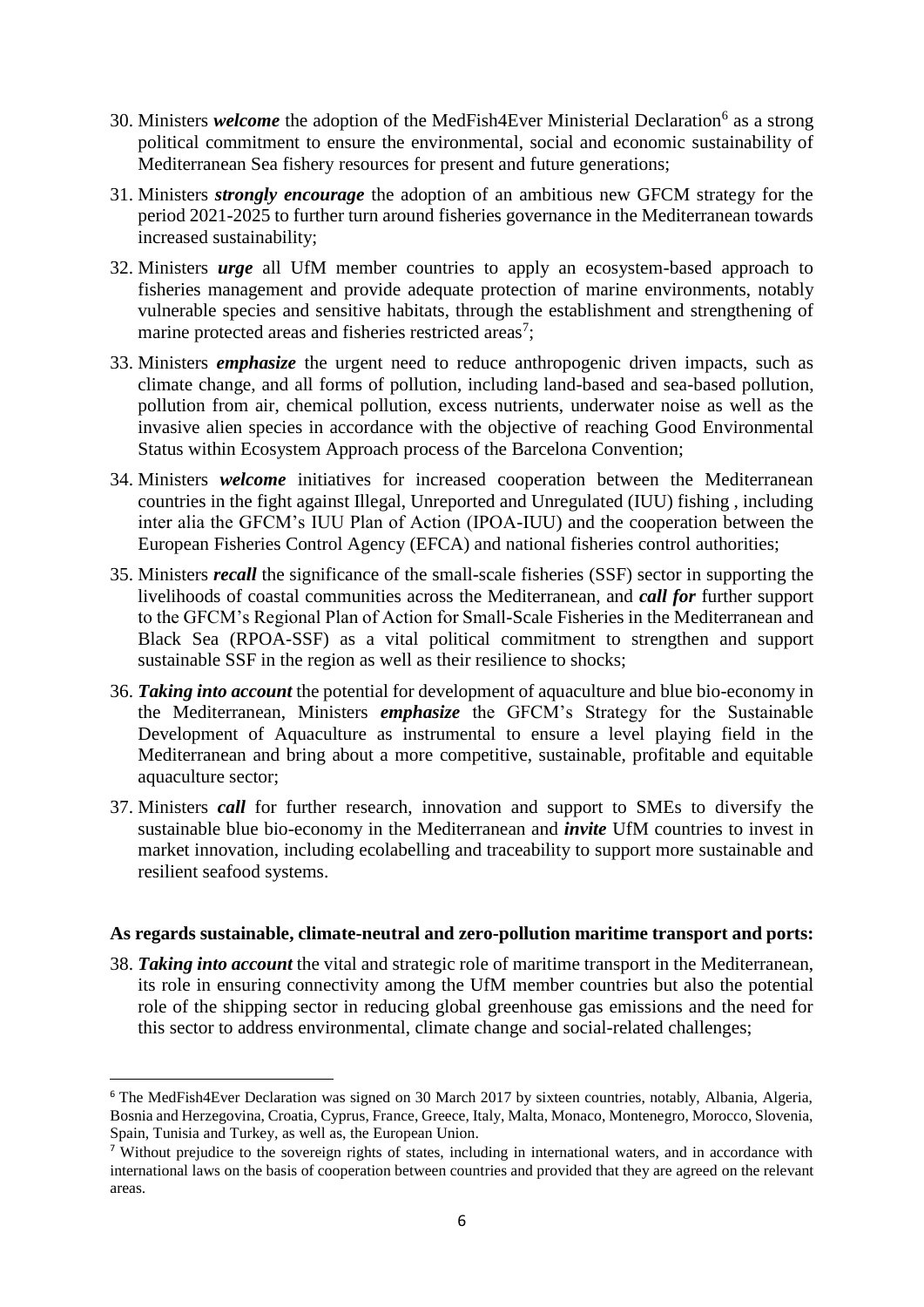30. Ministers ***welcome*** the adoption of the MedFish4Ever Ministerial Declaration[6] as a strong political commitment to ensure the environmental, social and economic sustainability of Mediterranean Sea fishery resources for present and future generations;

31. Ministers ***strongly encourage*** the adoption of an ambitious new GFCM strategy for the period 2021-2025 to further turn around fisheries governance in the Mediterranean towards increased sustainability;

32. Ministers ***urge*** all UfM member countries to apply an ecosystem-based approach to fisheries management and provide adequate protection of marine environments, notably vulnerable species and sensitive habitats, through the establishment and strengthening of marine protected areas and fisheries restricted areas[7];

33. Ministers ***emphasize*** the urgent need to reduce anthropogenic driven impacts, such as climate change, and all forms of pollution, including land-based and sea-based pollution, pollution from air, chemical pollution, excess nutrients, underwater noise as well as the invasive alien species in accordance with the objective of reaching Good Environmental Status within Ecosystem Approach process of the Barcelona Convention;

34. Ministers ***welcome*** initiatives for increased cooperation between the Mediterranean countries in the fight against Illegal, Unreported and Unregulated (IUU) fishing , including inter alia the GFCM's IUU Plan of Action (IPOA-IUU) and the cooperation between the European Fisheries Control Agency (EFCA) and national fisheries control authorities;

35. Ministers ***recall*** the significance of the small-scale fisheries (SSF) sector in supporting the livelihoods of coastal communities across the Mediterranean, and ***call for*** further support to the GFCM's Regional Plan of Action for Small-Scale Fisheries in the Mediterranean and Black Sea (RPOA-SSF) as a vital political commitment to strengthen and support sustainable SSF in the region as well as their resilience to shocks;

36. ***Taking into account*** the potential for development of aquaculture and blue bio-economy in the Mediterranean, Ministers ***emphasize*** the GFCM's Strategy for the Sustainable Development of Aquaculture as instrumental to ensure a level playing field in the Mediterranean and bring about a more competitive, sustainable, profitable and equitable aquaculture sector;

37. Ministers ***call*** for further research, innovation and support to SMEs to diversify the sustainable blue bio-economy in the Mediterranean and ***invite*** UfM countries to invest in market innovation, including ecolabelling and traceability to support more sustainable and resilient seafood systems.

**As regards sustainable, climate-neutral and zero-pollution maritime transport and ports:**

38. ***Taking into account*** the vital and strategic role of maritime transport in the Mediterranean, its role in ensuring connectivity among the UfM member countries but also the potential role of the shipping sector in reducing global greenhouse gas emissions and the need for this sector to address environmental, climate change and social-related challenges;

---

[6] The MedFish4Ever Declaration was signed on 30 March 2017 by sixteen countries, notably, Albania, Algeria, Bosnia and Herzegovina, Croatia, Cyprus, France, Greece, Italy, Malta, Monaco, Montenegro, Morocco, Slovenia, Spain, Tunisia and Turkey, as well as, the European Union.

[7] Without prejudice to the sovereign rights of states, including in international waters, and in accordance with international laws on the basis of cooperation between countries and provided that they are agreed on the relevant areas.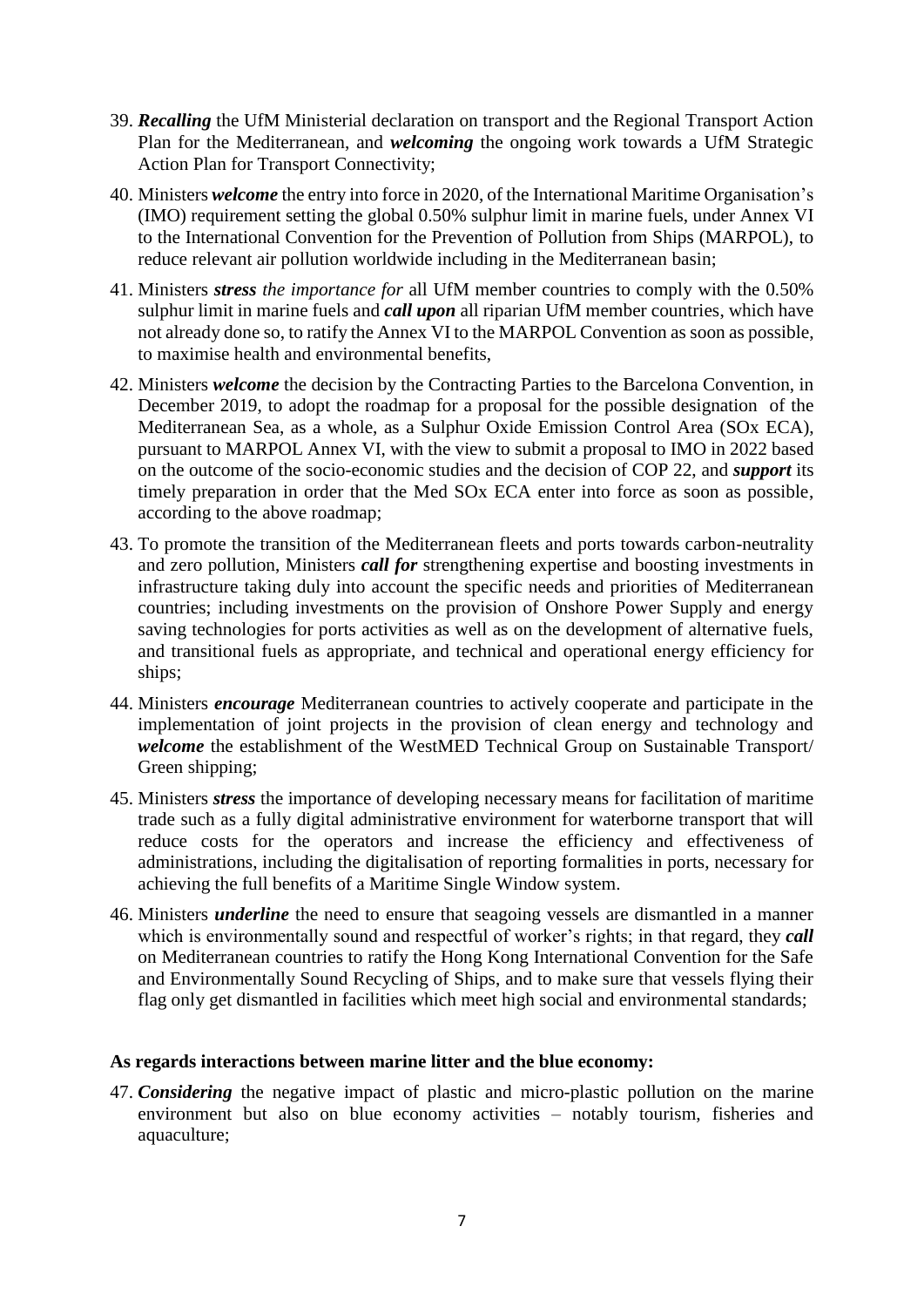39. ***Recalling*** the UfM Ministerial declaration on transport and the Regional Transport Action Plan for the Mediterranean, and ***welcoming*** the ongoing work towards a UfM Strategic Action Plan for Transport Connectivity;

40. Ministers ***welcome*** the entry into force in 2020, of the International Maritime Organisation's (IMO) requirement setting the global 0.50% sulphur limit in marine fuels, under Annex VI to the International Convention for the Prevention of Pollution from Ships (MARPOL), to reduce relevant air pollution worldwide including in the Mediterranean basin;

41. Ministers ***stress*** *the importance for* all UfM member countries to comply with the 0.50% sulphur limit in marine fuels and ***call upon*** all riparian UfM member countries, which have not already done so, to ratify the Annex VI to the MARPOL Convention as soon as possible, to maximise health and environmental benefits,

42. Ministers ***welcome*** the decision by the Contracting Parties to the Barcelona Convention, in December 2019, to adopt the roadmap for a proposal for the possible designation of the Mediterranean Sea, as a whole, as a Sulphur Oxide Emission Control Area (SOx ECA), pursuant to MARPOL Annex VI, with the view to submit a proposal to IMO in 2022 based on the outcome of the socio-economic studies and the decision of COP 22, and ***support*** its timely preparation in order that the Med SOx ECA enter into force as soon as possible, according to the above roadmap;

43. To promote the transition of the Mediterranean fleets and ports towards carbon-neutrality and zero pollution, Ministers ***call for*** strengthening expertise and boosting investments in infrastructure taking duly into account the specific needs and priorities of Mediterranean countries; including investments on the provision of Onshore Power Supply and energy saving technologies for ports activities as well as on the development of alternative fuels, and transitional fuels as appropriate, and technical and operational energy efficiency for ships;

44. Ministers ***encourage*** Mediterranean countries to actively cooperate and participate in the implementation of joint projects in the provision of clean energy and technology and ***welcome*** the establishment of the WestMED Technical Group on Sustainable Transport/ Green shipping;

45. Ministers ***stress*** the importance of developing necessary means for facilitation of maritime trade such as a fully digital administrative environment for waterborne transport that will reduce costs for the operators and increase the efficiency and effectiveness of administrations, including the digitalisation of reporting formalities in ports, necessary for achieving the full benefits of a Maritime Single Window system.

46. Ministers ***underline*** the need to ensure that seagoing vessels are dismantled in a manner which is environmentally sound and respectful of worker's rights; in that regard, they ***call*** on Mediterranean countries to ratify the Hong Kong International Convention for the Safe and Environmentally Sound Recycling of Ships, and to make sure that vessels flying their flag only get dismantled in facilities which meet high social and environmental standards;

**As regards interactions between marine litter and the blue economy:**

47. ***Considering*** the negative impact of plastic and micro-plastic pollution on the marine environment but also on blue economy activities – notably tourism, fisheries and aquaculture;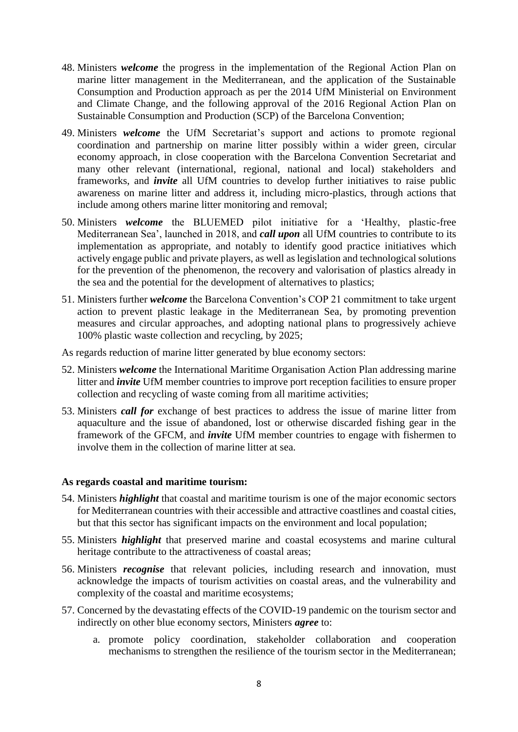48. Ministers ***welcome*** the progress in the implementation of the Regional Action Plan on marine litter management in the Mediterranean, and the application of the Sustainable Consumption and Production approach as per the 2014 UfM Ministerial on Environment and Climate Change, and the following approval of the 2016 Regional Action Plan on Sustainable Consumption and Production (SCP) of the Barcelona Convention;

49. Ministers ***welcome*** the UfM Secretariat's support and actions to promote regional coordination and partnership on marine litter possibly within a wider green, circular economy approach, in close cooperation with the Barcelona Convention Secretariat and many other relevant (international, regional, national and local) stakeholders and frameworks, and ***invite*** all UfM countries to develop further initiatives to raise public awareness on marine litter and address it, including micro-plastics, through actions that include among others marine litter monitoring and removal;

50. Ministers ***welcome*** the BLUEMED pilot initiative for a 'Healthy, plastic-free Mediterranean Sea', launched in 2018, and ***call upon*** all UfM countries to contribute to its implementation as appropriate, and notably to identify good practice initiatives which actively engage public and private players, as well as legislation and technological solutions for the prevention of the phenomenon, the recovery and valorisation of plastics already in the sea and the potential for the development of alternatives to plastics;

51. Ministers further ***welcome*** the Barcelona Convention's COP 21 commitment to take urgent action to prevent plastic leakage in the Mediterranean Sea, by promoting prevention measures and circular approaches, and adopting national plans to progressively achieve 100% plastic waste collection and recycling, by 2025;

As regards reduction of marine litter generated by blue economy sectors:

52. Ministers ***welcome*** the International Maritime Organisation Action Plan addressing marine litter and ***invite*** UfM member countries to improve port reception facilities to ensure proper collection and recycling of waste coming from all maritime activities;

53. Ministers ***call for*** exchange of best practices to address the issue of marine litter from aquaculture and the issue of abandoned, lost or otherwise discarded fishing gear in the framework of the GFCM, and ***invite*** UfM member countries to engage with fishermen to involve them in the collection of marine litter at sea.

**As regards coastal and maritime tourism:**

54. Ministers ***highlight*** that coastal and maritime tourism is one of the major economic sectors for Mediterranean countries with their accessible and attractive coastlines and coastal cities, but that this sector has significant impacts on the environment and local population;

55. Ministers ***highlight*** that preserved marine and coastal ecosystems and marine cultural heritage contribute to the attractiveness of coastal areas;

56. Ministers ***recognise*** that relevant policies, including research and innovation, must acknowledge the impacts of tourism activities on coastal areas, and the vulnerability and complexity of the coastal and maritime ecosystems;

57. Concerned by the devastating effects of the COVID-19 pandemic on the tourism sector and indirectly on other blue economy sectors, Ministers ***agree*** to:

    a. promote policy coordination, stakeholder collaboration and cooperation mechanisms to strengthen the resilience of the tourism sector in the Mediterranean;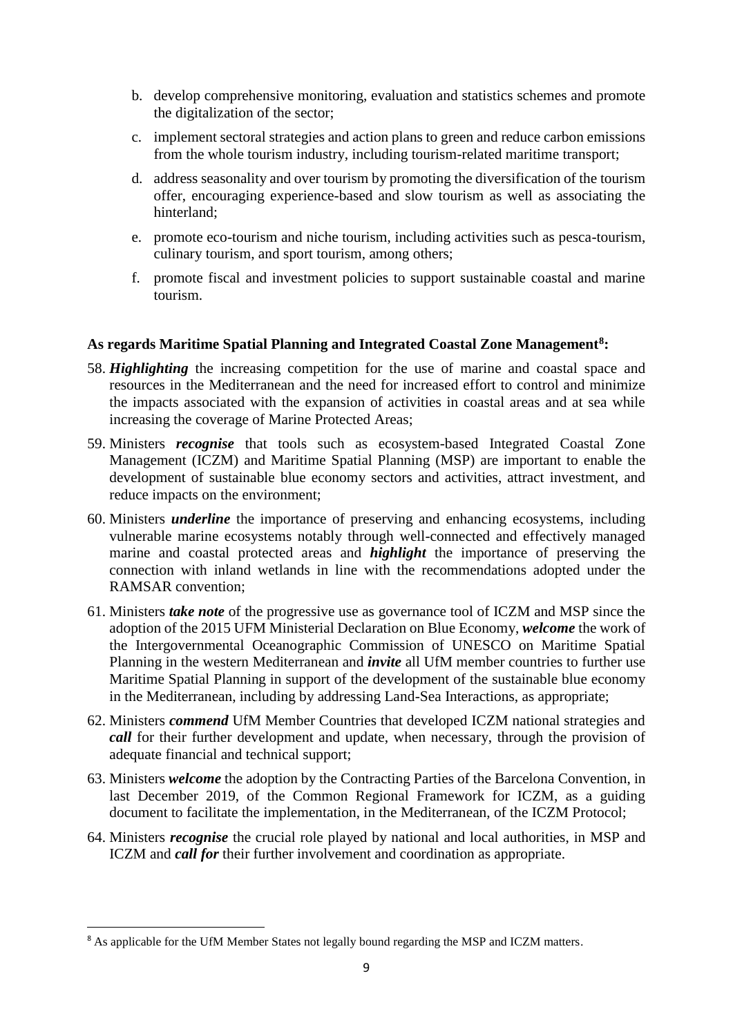b. develop comprehensive monitoring, evaluation and statistics schemes and promote the digitalization of the sector;

c. implement sectoral strategies and action plans to green and reduce carbon emissions from the whole tourism industry, including tourism-related maritime transport;

d. address seasonality and over tourism by promoting the diversification of the tourism offer, encouraging experience-based and slow tourism as well as associating the hinterland;

e. promote eco-tourism and niche tourism, including activities such as pesca-tourism, culinary tourism, and sport tourism, among others;

f. promote fiscal and investment policies to support sustainable coastal and marine tourism.

**As regards Maritime Spatial Planning and Integrated Coastal Zone Management[8]:**

58. ***Highlighting*** the increasing competition for the use of marine and coastal space and resources in the Mediterranean and the need for increased effort to control and minimize the impacts associated with the expansion of activities in coastal areas and at sea while increasing the coverage of Marine Protected Areas;

59. Ministers ***recognise*** that tools such as ecosystem-based Integrated Coastal Zone Management (ICZM) and Maritime Spatial Planning (MSP) are important to enable the development of sustainable blue economy sectors and activities, attract investment, and reduce impacts on the environment;

60. Ministers ***underline*** the importance of preserving and enhancing ecosystems, including vulnerable marine ecosystems notably through well-connected and effectively managed marine and coastal protected areas and ***highlight*** the importance of preserving the connection with inland wetlands in line with the recommendations adopted under the RAMSAR convention;

61. Ministers ***take note*** of the progressive use as governance tool of ICZM and MSP since the adoption of the 2015 UFM Ministerial Declaration on Blue Economy, ***welcome*** the work of the Intergovernmental Oceanographic Commission of UNESCO on Maritime Spatial Planning in the western Mediterranean and ***invite*** all UfM member countries to further use Maritime Spatial Planning in support of the development of the sustainable blue economy in the Mediterranean, including by addressing Land-Sea Interactions, as appropriate;

62. Ministers ***commend*** UfM Member Countries that developed ICZM national strategies and ***call*** for their further development and update, when necessary, through the provision of adequate financial and technical support;

63. Ministers ***welcome*** the adoption by the Contracting Parties of the Barcelona Convention, in last December 2019, of the Common Regional Framework for ICZM, as a guiding document to facilitate the implementation, in the Mediterranean, of the ICZM Protocol;

64. Ministers ***recognise*** the crucial role played by national and local authorities, in MSP and ICZM and ***call for*** their further involvement and coordination as appropriate.

[8] As applicable for the UfM Member States not legally bound regarding the MSP and ICZM matters.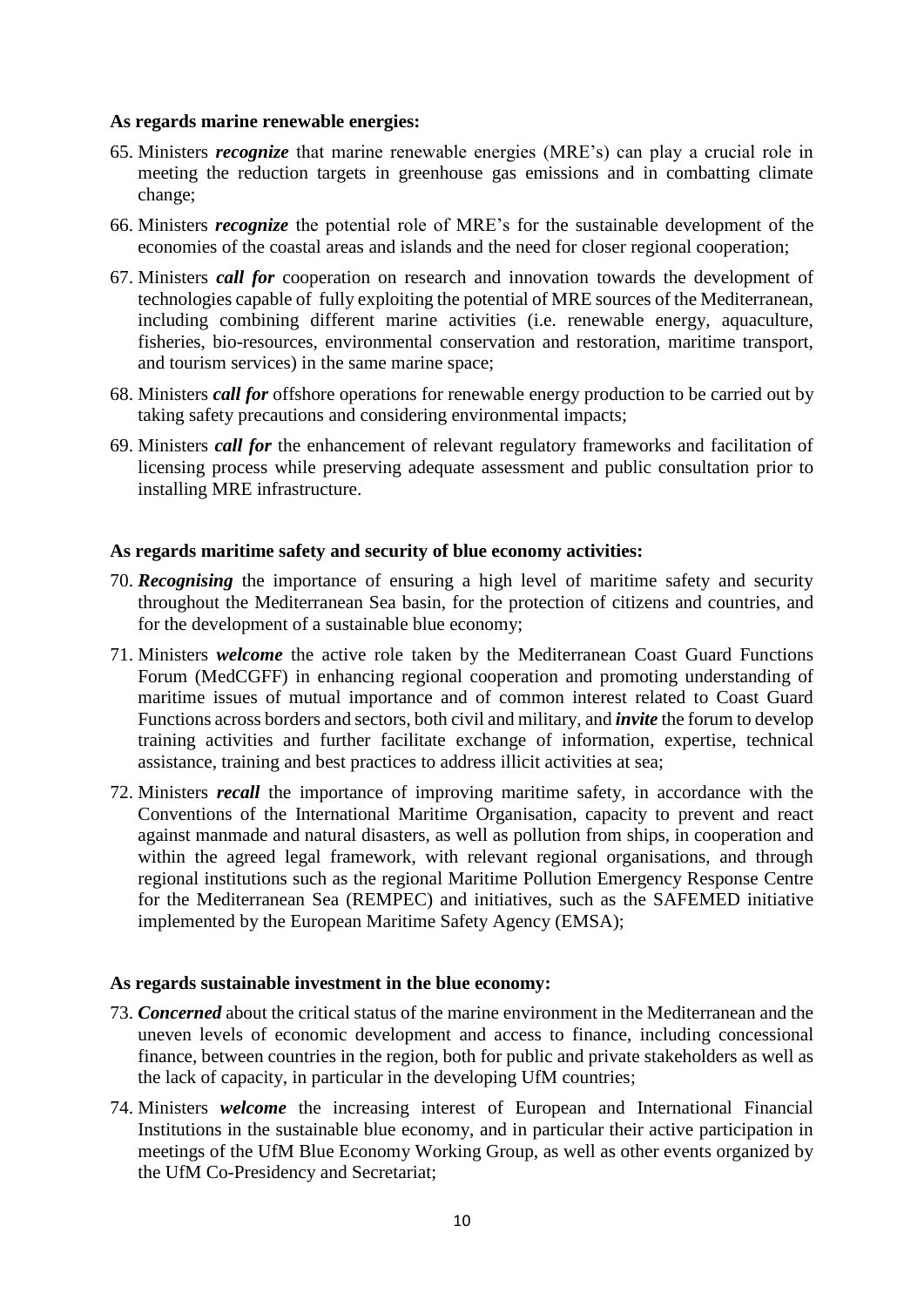**As regards marine renewable energies:**

65. Ministers ***recognize*** that marine renewable energies (MRE's) can play a crucial role in meeting the reduction targets in greenhouse gas emissions and in combatting climate change;
66. Ministers ***recognize*** the potential role of MRE's for the sustainable development of the economies of the coastal areas and islands and the need for closer regional cooperation;
67. Ministers ***call for*** cooperation on research and innovation towards the development of technologies capable of fully exploiting the potential of MRE sources of the Mediterranean, including combining different marine activities (i.e. renewable energy, aquaculture, fisheries, bio-resources, environmental conservation and restoration, maritime transport, and tourism services) in the same marine space;
68. Ministers ***call for*** offshore operations for renewable energy production to be carried out by taking safety precautions and considering environmental impacts;
69. Ministers ***call for*** the enhancement of relevant regulatory frameworks and facilitation of licensing process while preserving adequate assessment and public consultation prior to installing MRE infrastructure.

**As regards maritime safety and security of blue economy activities:**

70. ***Recognising*** the importance of ensuring a high level of maritime safety and security throughout the Mediterranean Sea basin, for the protection of citizens and countries, and for the development of a sustainable blue economy;
71. Ministers ***welcome*** the active role taken by the Mediterranean Coast Guard Functions Forum (MedCGFF) in enhancing regional cooperation and promoting understanding of maritime issues of mutual importance and of common interest related to Coast Guard Functions across borders and sectors, both civil and military, and ***invite*** the forum to develop training activities and further facilitate exchange of information, expertise, technical assistance, training and best practices to address illicit activities at sea;
72. Ministers ***recall*** the importance of improving maritime safety, in accordance with the Conventions of the International Maritime Organisation, capacity to prevent and react against manmade and natural disasters, as well as pollution from ships, in cooperation and within the agreed legal framework, with relevant regional organisations, and through regional institutions such as the regional Maritime Pollution Emergency Response Centre for the Mediterranean Sea (REMPEC) and initiatives, such as the SAFEMED initiative implemented by the European Maritime Safety Agency (EMSA);

**As regards sustainable investment in the blue economy:**

73. ***Concerned*** about the critical status of the marine environment in the Mediterranean and the uneven levels of economic development and access to finance, including concessional finance, between countries in the region, both for public and private stakeholders as well as the lack of capacity, in particular in the developing UfM countries;
74. Ministers ***welcome*** the increasing interest of European and International Financial Institutions in the sustainable blue economy, and in particular their active participation in meetings of the UfM Blue Economy Working Group, as well as other events organized by the UfM Co-Presidency and Secretariat;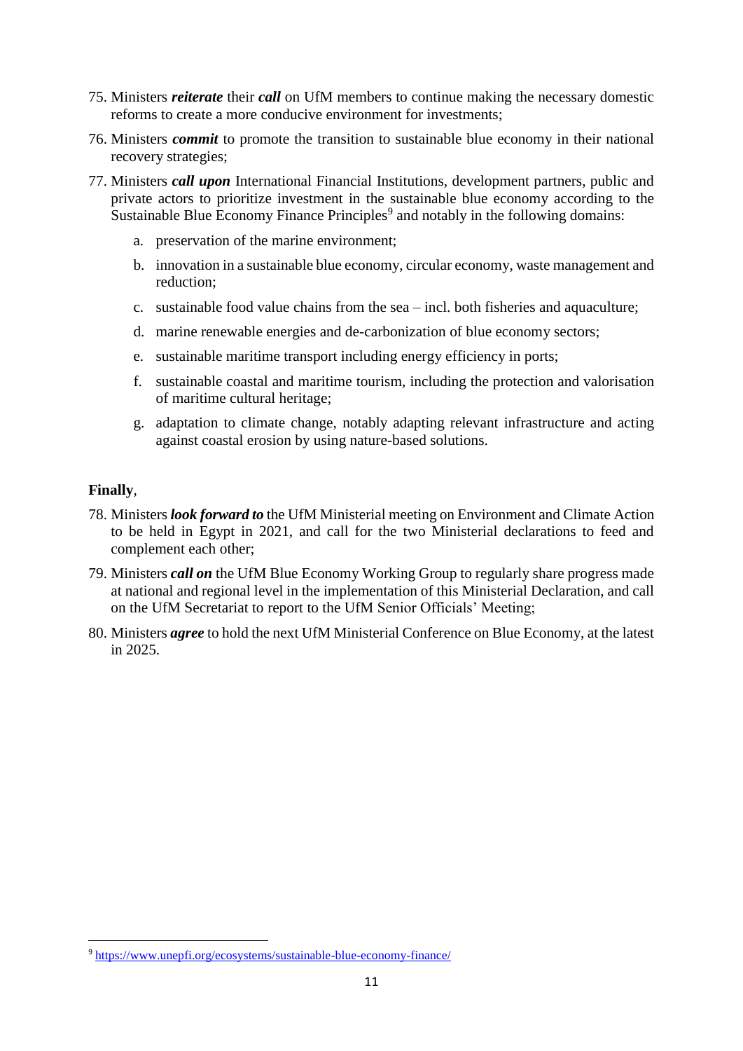75. Ministers ***reiterate*** their ***call*** on UfM members to continue making the necessary domestic reforms to create a more conducive environment for investments;

76. Ministers ***commit*** to promote the transition to sustainable blue economy in their national recovery strategies;

77. Ministers ***call upon*** International Financial Institutions, development partners, public and private actors to prioritize investment in the sustainable blue economy according to the Sustainable Blue Economy Finance Principles[9] and notably in the following domains:

    a. preservation of the marine environment;

    b. innovation in a sustainable blue economy, circular economy, waste management and reduction;

    c. sustainable food value chains from the sea – incl. both fisheries and aquaculture;

    d. marine renewable energies and de-carbonization of blue economy sectors;

    e. sustainable maritime transport including energy efficiency in ports;

    f. sustainable coastal and maritime tourism, including the protection and valorisation of maritime cultural heritage;

    g. adaptation to climate change, notably adapting relevant infrastructure and acting against coastal erosion by using nature-based solutions.

**Finally**,

78. Ministers ***look forward to*** the UfM Ministerial meeting on Environment and Climate Action to be held in Egypt in 2021, and call for the two Ministerial declarations to feed and complement each other;

79. Ministers ***call on*** the UfM Blue Economy Working Group to regularly share progress made at national and regional level in the implementation of this Ministerial Declaration, and call on the UfM Secretariat to report to the UfM Senior Officials' Meeting;

80. Ministers ***agree*** to hold the next UfM Ministerial Conference on Blue Economy, at the latest in 2025.

---

[9] https://www.unepfi.org/ecosystems/sustainable-blue-economy-finance/